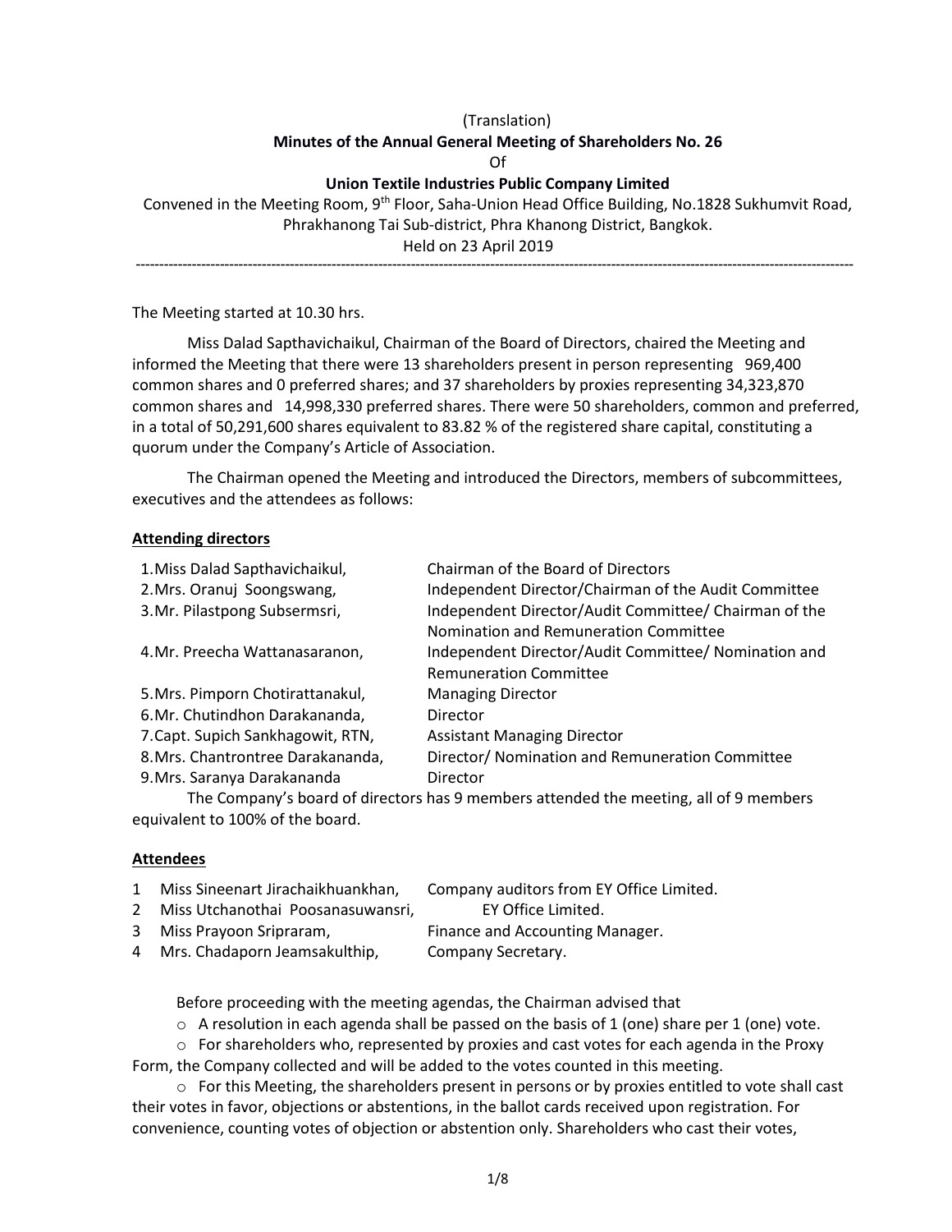(Translation)

**Minutes of the Annual General Meeting of Shareholders No. 26**

Of

**Union Textile Industries Public Company Limited**

Convened in the Meeting Room, 9th Floor, Saha-Union Head Office Building, No.1828 Sukhumvit Road, Phrakhanong Tai Sub-district, Phra Khanong District, Bangkok.

Held on 23 April 2019

---

The Meeting started at 10.30 hrs.

Miss Dalad Sapthavichaikul, Chairman of the Board of Directors, chaired the Meeting and informed the Meeting that there were 13 shareholders present in person representing 969,400 common shares and 0 preferred shares; and 37 shareholders by proxies representing 34,323,870 common shares and 14,998,330 preferred shares. There were 50 shareholders, common and preferred, in a total of 50,291,600 shares equivalent to 83.82 % of the registered share capital, constituting a quorum under the Company's Article of Association.

The Chairman opened the Meeting and introduced the Directors, members of subcommittees, executives and the attendees as follows:

**Attending directors**

| | |
|---|---|
| 1.Miss Dalad Sapthavichaikul, | Chairman of the Board of Directors |
| 2.Mrs. Oranuj Soongswang, | Independent Director/Chairman of the Audit Committee |
| 3.Mr. Pilastpong Subsermsri, | Independent Director/Audit Committee/ Chairman of the Nomination and Remuneration Committee |
| 4.Mr. Preecha Wattanasaranon, | Independent Director/Audit Committee/ Nomination and Remuneration Committee |
| 5.Mrs. Pimporn Chotirattanakul, | Managing Director |
| 6.Mr. Chutindhon Darakananda, | Director |
| 7.Capt. Supich Sankhagowit, RTN, | Assistant Managing Director |
| 8.Mrs. Chantrontree Darakananda, | Director/ Nomination and Remuneration Committee |
| 9.Mrs. Saranya Darakananda | Director |

The Company's board of directors has 9 members attended the meeting, all of 9 members equivalent to 100% of the board.

**Attendees**

| | | |
|---|---|---|
| 1 | Miss Sineenart Jirachaikhuankhan, | Company auditors from EY Office Limited. |
| 2 | Miss Utchanothai Poosanasuwansri, | EY Office Limited. |
| 3 | Miss Prayoon Sripraram, | Finance and Accounting Manager. |
| 4 | Mrs. Chadaporn Jeamsakulthip, | Company Secretary. |

Before proceeding with the meeting agendas, the Chairman advised that

- A resolution in each agenda shall be passed on the basis of 1 (one) share per 1 (one) vote.
- For shareholders who, represented by proxies and cast votes for each agenda in the Proxy Form, the Company collected and will be added to the votes counted in this meeting.
- For this Meeting, the shareholders present in persons or by proxies entitled to vote shall cast their votes in favor, objections or abstentions, in the ballot cards received upon registration. For convenience, counting votes of objection or abstention only. Shareholders who cast their votes,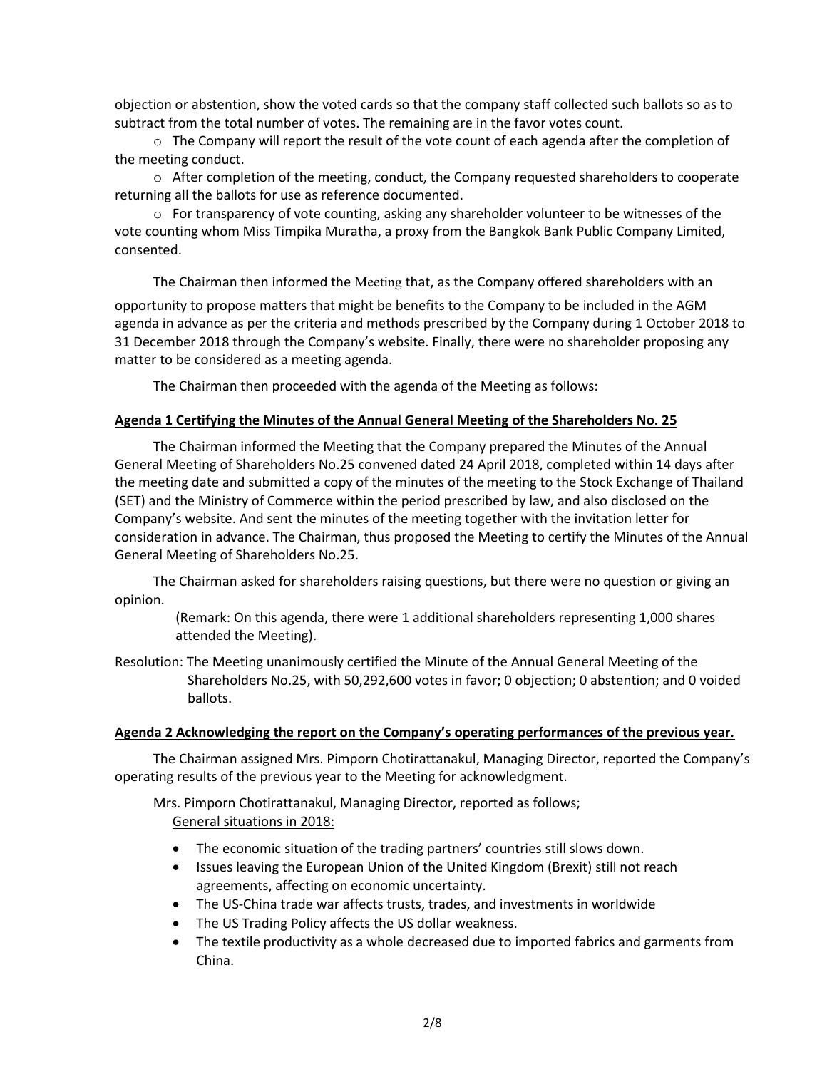objection or abstention, show the voted cards so that the company staff collected such ballots so as to subtract from the total number of votes. The remaining are in the favor votes count.

- The Company will report the result of the vote count of each agenda after the completion of the meeting conduct.
- After completion of the meeting, conduct, the Company requested shareholders to cooperate returning all the ballots for use as reference documented.
- For transparency of vote counting, asking any shareholder volunteer to be witnesses of the vote counting whom Miss Timpika Muratha, a proxy from the Bangkok Bank Public Company Limited, consented.

The Chairman then informed the Meeting that, as the Company offered shareholders with an opportunity to propose matters that might be benefits to the Company to be included in the AGM agenda in advance as per the criteria and methods prescribed by the Company during 1 October 2018 to 31 December 2018 through the Company's website. Finally, there were no shareholder proposing any matter to be considered as a meeting agenda.

The Chairman then proceeded with the agenda of the Meeting as follows:

**Agenda 1 Certifying the Minutes of the Annual General Meeting of the Shareholders No. 25**

The Chairman informed the Meeting that the Company prepared the Minutes of the Annual General Meeting of Shareholders No.25 convened dated 24 April 2018, completed within 14 days after the meeting date and submitted a copy of the minutes of the meeting to the Stock Exchange of Thailand (SET) and the Ministry of Commerce within the period prescribed by law, and also disclosed on the Company's website. And sent the minutes of the meeting together with the invitation letter for consideration in advance. The Chairman, thus proposed the Meeting to certify the Minutes of the Annual General Meeting of Shareholders No.25.

The Chairman asked for shareholders raising questions, but there were no question or giving an opinion.

(Remark: On this agenda, there were 1 additional shareholders representing 1,000 shares attended the Meeting).

Resolution: The Meeting unanimously certified the Minute of the Annual General Meeting of the Shareholders No.25, with 50,292,600 votes in favor; 0 objection; 0 abstention; and 0 voided ballots.

**Agenda 2 Acknowledging the report on the Company's operating performances of the previous year.**

The Chairman assigned Mrs. Pimporn Chotirattanakul, Managing Director, reported the Company's operating results of the previous year to the Meeting for acknowledgment.

Mrs. Pimporn Chotirattanakul, Managing Director, reported as follows;

General situations in 2018:

- The economic situation of the trading partners' countries still slows down.
- Issues leaving the European Union of the United Kingdom (Brexit) still not reach agreements, affecting on economic uncertainty.
- The US-China trade war affects trusts, trades, and investments in worldwide
- The US Trading Policy affects the US dollar weakness.
- The textile productivity as a whole decreased due to imported fabrics and garments from China.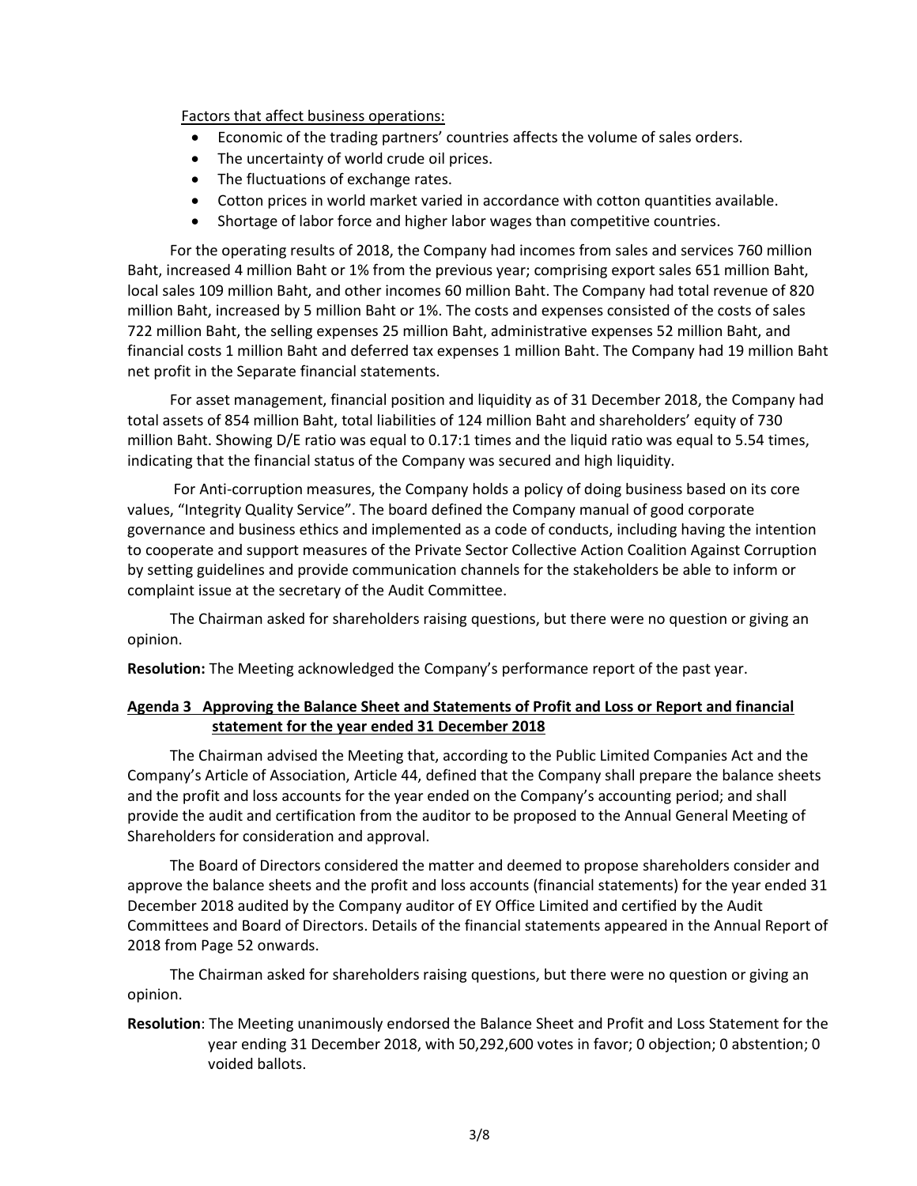Factors that affect business operations:

- Economic of the trading partners' countries affects the volume of sales orders.
- The uncertainty of world crude oil prices.
- The fluctuations of exchange rates.
- Cotton prices in world market varied in accordance with cotton quantities available.
- Shortage of labor force and higher labor wages than competitive countries.

For the operating results of 2018, the Company had incomes from sales and services 760 million Baht, increased 4 million Baht or 1% from the previous year; comprising export sales 651 million Baht, local sales 109 million Baht, and other incomes 60 million Baht. The Company had total revenue of 820 million Baht, increased by 5 million Baht or 1%. The costs and expenses consisted of the costs of sales 722 million Baht, the selling expenses 25 million Baht, administrative expenses 52 million Baht, and financial costs 1 million Baht and deferred tax expenses 1 million Baht. The Company had 19 million Baht net profit in the Separate financial statements.

For asset management, financial position and liquidity as of 31 December 2018, the Company had total assets of 854 million Baht, total liabilities of 124 million Baht and shareholders' equity of 730 million Baht. Showing D/E ratio was equal to 0.17:1 times and the liquid ratio was equal to 5.54 times, indicating that the financial status of the Company was secured and high liquidity.

For Anti-corruption measures, the Company holds a policy of doing business based on its core values, "Integrity Quality Service". The board defined the Company manual of good corporate governance and business ethics and implemented as a code of conducts, including having the intention to cooperate and support measures of the Private Sector Collective Action Coalition Against Corruption by setting guidelines and provide communication channels for the stakeholders be able to inform or complaint issue at the secretary of the Audit Committee.

The Chairman asked for shareholders raising questions, but there were no question or giving an opinion.

**Resolution:** The Meeting acknowledged the Company's performance report of the past year.

**Agenda 3 Approving the Balance Sheet and Statements of Profit and Loss or Report and financial statement for the year ended 31 December 2018**

The Chairman advised the Meeting that, according to the Public Limited Companies Act and the Company's Article of Association, Article 44, defined that the Company shall prepare the balance sheets and the profit and loss accounts for the year ended on the Company's accounting period; and shall provide the audit and certification from the auditor to be proposed to the Annual General Meeting of Shareholders for consideration and approval.

The Board of Directors considered the matter and deemed to propose shareholders consider and approve the balance sheets and the profit and loss accounts (financial statements) for the year ended 31 December 2018 audited by the Company auditor of EY Office Limited and certified by the Audit Committees and Board of Directors. Details of the financial statements appeared in the Annual Report of 2018 from Page 52 onwards.

The Chairman asked for shareholders raising questions, but there were no question or giving an opinion.

**Resolution**: The Meeting unanimously endorsed the Balance Sheet and Profit and Loss Statement for the year ending 31 December 2018, with 50,292,600 votes in favor; 0 objection; 0 abstention; 0 voided ballots.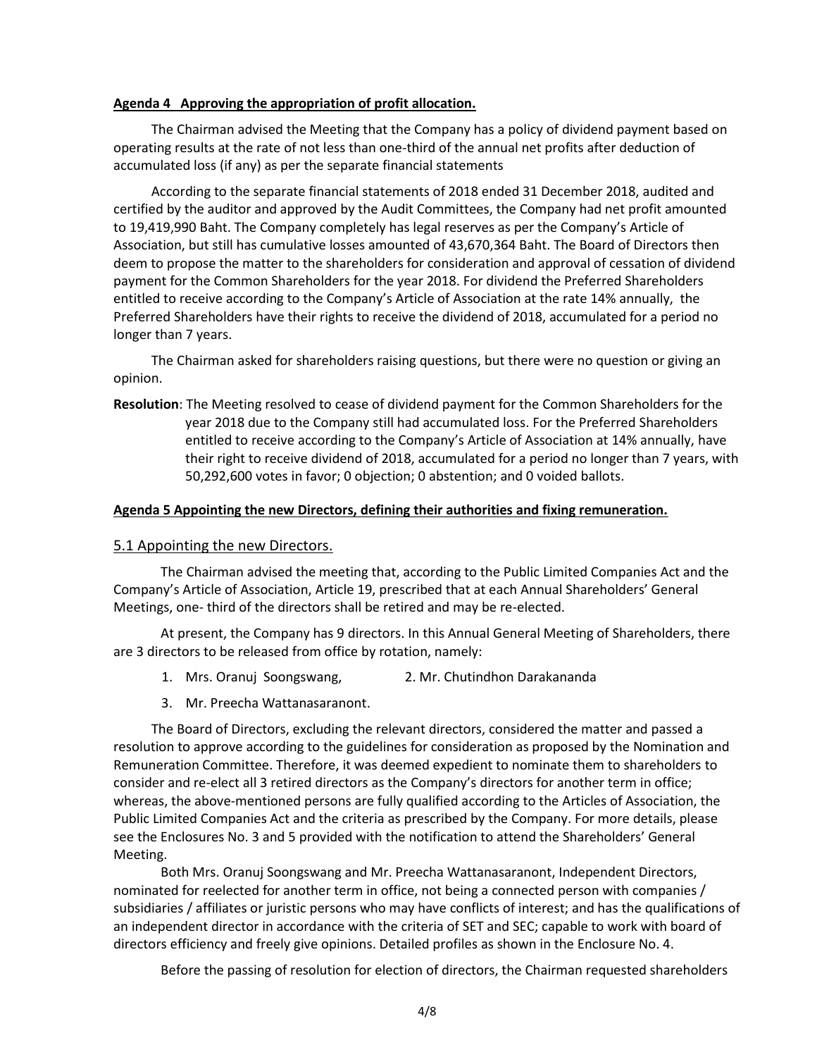**Agenda 4 Approving the appropriation of profit allocation.**

The Chairman advised the Meeting that the Company has a policy of dividend payment based on operating results at the rate of not less than one-third of the annual net profits after deduction of accumulated loss (if any) as per the separate financial statements

According to the separate financial statements of 2018 ended 31 December 2018, audited and certified by the auditor and approved by the Audit Committees, the Company had net profit amounted to 19,419,990 Baht. The Company completely has legal reserves as per the Company's Article of Association, but still has cumulative losses amounted of 43,670,364 Baht. The Board of Directors then deem to propose the matter to the shareholders for consideration and approval of cessation of dividend payment for the Common Shareholders for the year 2018. For dividend the Preferred Shareholders entitled to receive according to the Company's Article of Association at the rate 14% annually, the Preferred Shareholders have their rights to receive the dividend of 2018, accumulated for a period no longer than 7 years.

The Chairman asked for shareholders raising questions, but there were no question or giving an opinion.

**Resolution**: The Meeting resolved to cease of dividend payment for the Common Shareholders for the year 2018 due to the Company still had accumulated loss. For the Preferred Shareholders entitled to receive according to the Company's Article of Association at 14% annually, have their right to receive dividend of 2018, accumulated for a period no longer than 7 years, with 50,292,600 votes in favor; 0 objection; 0 abstention; and 0 voided ballots.

**Agenda 5 Appointing the new Directors, defining their authorities and fixing remuneration.**

5.1 Appointing the new Directors.

The Chairman advised the meeting that, according to the Public Limited Companies Act and the Company's Article of Association, Article 19, prescribed that at each Annual Shareholders' General Meetings, one- third of the directors shall be retired and may be re-elected.

At present, the Company has 9 directors. In this Annual General Meeting of Shareholders, there are 3 directors to be released from office by rotation, namely:

1. Mrs. Oranuj Soongswang,
2. Mr. Chutindhon Darakananda
3. Mr. Preecha Wattanasaranont.

The Board of Directors, excluding the relevant directors, considered the matter and passed a resolution to approve according to the guidelines for consideration as proposed by the Nomination and Remuneration Committee. Therefore, it was deemed expedient to nominate them to shareholders to consider and re-elect all 3 retired directors as the Company's directors for another term in office; whereas, the above-mentioned persons are fully qualified according to the Articles of Association, the Public Limited Companies Act and the criteria as prescribed by the Company. For more details, please see the Enclosures No. 3 and 5 provided with the notification to attend the Shareholders' General Meeting.

Both Mrs. Oranuj Soongswang and Mr. Preecha Wattanasaranont, Independent Directors, nominated for reelected for another term in office, not being a connected person with companies / subsidiaries / affiliates or juristic persons who may have conflicts of interest; and has the qualifications of an independent director in accordance with the criteria of SET and SEC; capable to work with board of directors efficiency and freely give opinions. Detailed profiles as shown in the Enclosure No. 4.

Before the passing of resolution for election of directors, the Chairman requested shareholders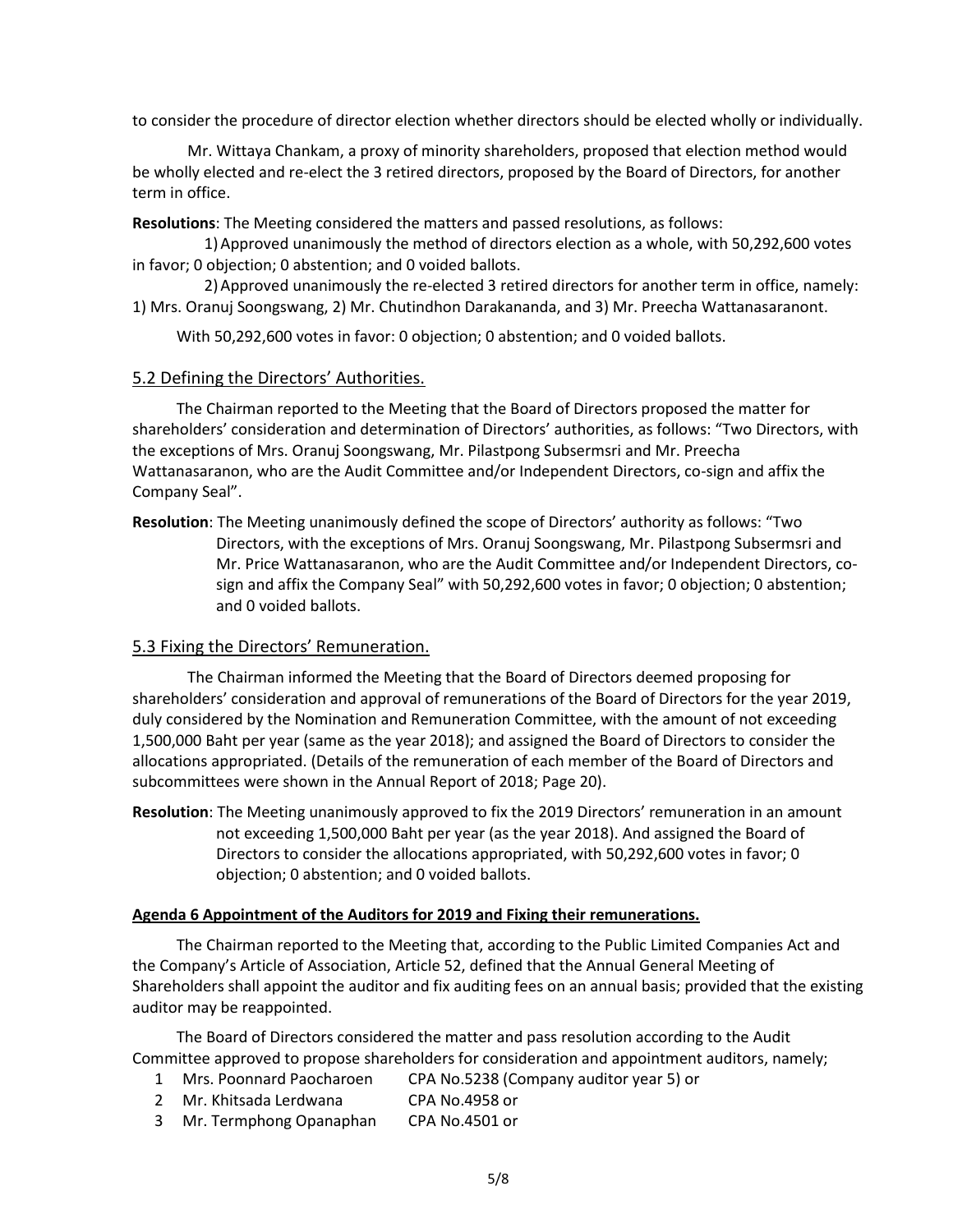to consider the procedure of director election whether directors should be elected wholly or individually.

Mr. Wittaya Chankam, a proxy of minority shareholders, proposed that election method would be wholly elected and re-elect the 3 retired directors, proposed by the Board of Directors, for another term in office.

**Resolutions**: The Meeting considered the matters and passed resolutions, as follows:

1) Approved unanimously the method of directors election as a whole, with 50,292,600 votes in favor; 0 objection; 0 abstention; and 0 voided ballots.

2) Approved unanimously the re-elected 3 retired directors for another term in office, namely: 1) Mrs. Oranuj Soongswang, 2) Mr. Chutindhon Darakananda, and 3) Mr. Preecha Wattanasaranont.

With 50,292,600 votes in favor: 0 objection; 0 abstention; and 0 voided ballots.

## 5.2 Defining the Directors' Authorities.

The Chairman reported to the Meeting that the Board of Directors proposed the matter for shareholders' consideration and determination of Directors' authorities, as follows: "Two Directors, with the exceptions of Mrs. Oranuj Soongswang, Mr. Pilastpong Subsermsri and Mr. Preecha Wattanasaranon, who are the Audit Committee and/or Independent Directors, co-sign and affix the Company Seal".

**Resolution**: The Meeting unanimously defined the scope of Directors' authority as follows: "Two Directors, with the exceptions of Mrs. Oranuj Soongswang, Mr. Pilastpong Subsermsri and Mr. Price Wattanasaranon, who are the Audit Committee and/or Independent Directors, co-sign and affix the Company Seal" with 50,292,600 votes in favor; 0 objection; 0 abstention; and 0 voided ballots.

## 5.3 Fixing the Directors' Remuneration.

The Chairman informed the Meeting that the Board of Directors deemed proposing for shareholders' consideration and approval of remunerations of the Board of Directors for the year 2019, duly considered by the Nomination and Remuneration Committee, with the amount of not exceeding 1,500,000 Baht per year (same as the year 2018); and assigned the Board of Directors to consider the allocations appropriated. (Details of the remuneration of each member of the Board of Directors and subcommittees were shown in the Annual Report of 2018; Page 20).

**Resolution**: The Meeting unanimously approved to fix the 2019 Directors' remuneration in an amount not exceeding 1,500,000 Baht per year (as the year 2018). And assigned the Board of Directors to consider the allocations appropriated, with 50,292,600 votes in favor; 0 objection; 0 abstention; and 0 voided ballots.

## Agenda 6 Appointment of the Auditors for 2019 and Fixing their remunerations.

The Chairman reported to the Meeting that, according to the Public Limited Companies Act and the Company's Article of Association, Article 52, defined that the Annual General Meeting of Shareholders shall appoint the auditor and fix auditing fees on an annual basis; provided that the existing auditor may be reappointed.

The Board of Directors considered the matter and pass resolution according to the Audit Committee approved to propose shareholders for consideration and appointment auditors, namely;

1. Mrs. Poonnard Paocharoen CPA No.5238 (Company auditor year 5) or
2. Mr. Khitsada Lerdwana CPA No.4958 or
3. Mr. Termphong Opanaphan CPA No.4501 or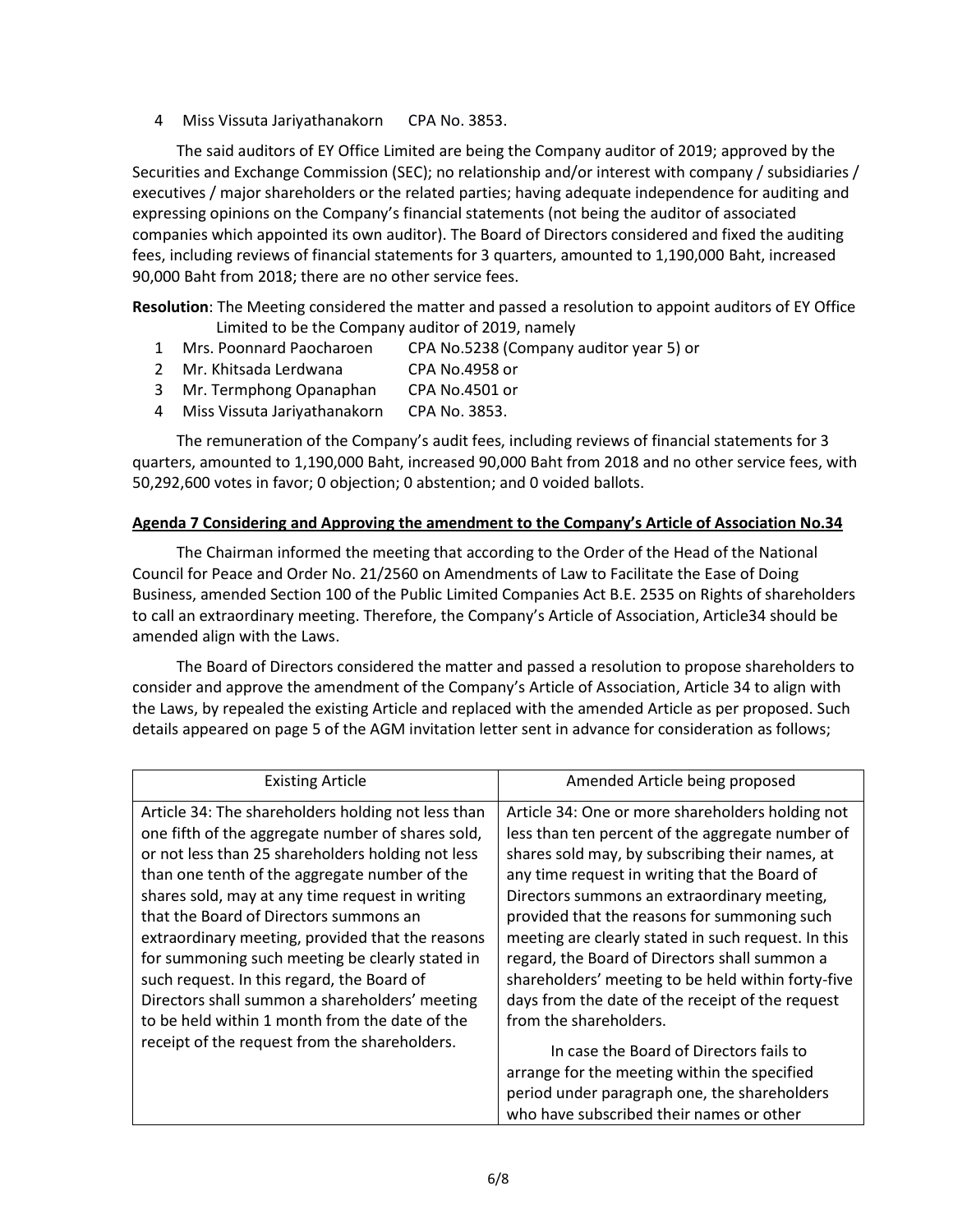4 Miss Vissuta Jariyathanakorn CPA No. 3853.

The said auditors of EY Office Limited are being the Company auditor of 2019; approved by the Securities and Exchange Commission (SEC); no relationship and/or interest with company / subsidiaries / executives / major shareholders or the related parties; having adequate independence for auditing and expressing opinions on the Company's financial statements (not being the auditor of associated companies which appointed its own auditor). The Board of Directors considered and fixed the auditing fees, including reviews of financial statements for 3 quarters, amounted to 1,190,000 Baht, increased 90,000 Baht from 2018; there are no other service fees.

**Resolution**: The Meeting considered the matter and passed a resolution to appoint auditors of EY Office Limited to be the Company auditor of 2019, namely

1 Mrs. Poonnard Paocharoen CPA No.5238 (Company auditor year 5) or
2 Mr. Khitsada Lerdwana CPA No.4958 or
3 Mr. Termphong Opanaphan CPA No.4501 or
4 Miss Vissuta Jariyathanakorn CPA No. 3853.

The remuneration of the Company's audit fees, including reviews of financial statements for 3 quarters, amounted to 1,190,000 Baht, increased 90,000 Baht from 2018 and no other service fees, with 50,292,600 votes in favor; 0 objection; 0 abstention; and 0 voided ballots.

**Agenda 7 Considering and Approving the amendment to the Company's Article of Association No.34**

The Chairman informed the meeting that according to the Order of the Head of the National Council for Peace and Order No. 21/2560 on Amendments of Law to Facilitate the Ease of Doing Business, amended Section 100 of the Public Limited Companies Act B.E. 2535 on Rights of shareholders to call an extraordinary meeting. Therefore, the Company's Article of Association, Article34 should be amended align with the Laws.

The Board of Directors considered the matter and passed a resolution to propose shareholders to consider and approve the amendment of the Company's Article of Association, Article 34 to align with the Laws, by repealed the existing Article and replaced with the amended Article as per proposed. Such details appeared on page 5 of the AGM invitation letter sent in advance for consideration as follows;

| Existing Article | Amended Article being proposed |
| --- | --- |
| Article 34: The shareholders holding not less than one fifth of the aggregate number of shares sold, or not less than 25 shareholders holding not less than one tenth of the aggregate number of the shares sold, may at any time request in writing that the Board of Directors summons an extraordinary meeting, provided that the reasons for summoning such meeting be clearly stated in such request. In this regard, the Board of Directors shall summon a shareholders' meeting to be held within 1 month from the date of the receipt of the request from the shareholders. | Article 34: One or more shareholders holding not less than ten percent of the aggregate number of shares sold may, by subscribing their names, at any time request in writing that the Board of Directors summons an extraordinary meeting, provided that the reasons for summoning such meeting are clearly stated in such request. In this regard, the Board of Directors shall summon a shareholders' meeting to be held within forty-five days from the date of the receipt of the request from the shareholders.<br><br>In case the Board of Directors fails to arrange for the meeting within the specified period under paragraph one, the shareholders who have subscribed their names or other |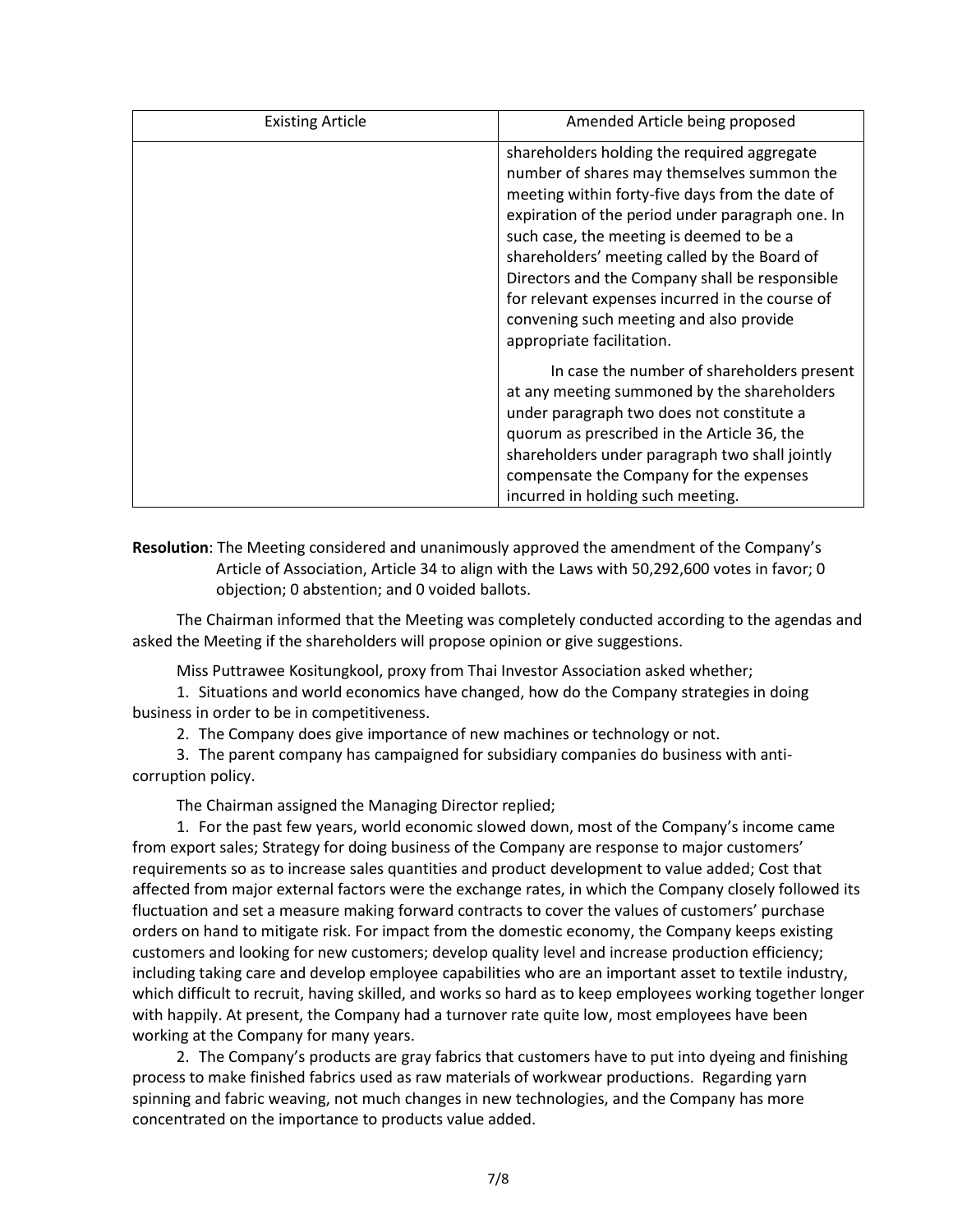| Existing Article | Amended Article being proposed |
| --- | --- |
| | shareholders holding the required aggregate number of shares may themselves summon the meeting within forty-five days from the date of expiration of the period under paragraph one. In such case, the meeting is deemed to be a shareholders' meeting called by the Board of Directors and the Company shall be responsible for relevant expenses incurred in the course of convening such meeting and also provide appropriate facilitation.<br><br>In case the number of shareholders present at any meeting summoned by the shareholders under paragraph two does not constitute a quorum as prescribed in the Article 36, the shareholders under paragraph two shall jointly compensate the Company for the expenses incurred in holding such meeting. |

**Resolution**: The Meeting considered and unanimously approved the amendment of the Company's Article of Association, Article 34 to align with the Laws with 50,292,600 votes in favor; 0 objection; 0 abstention; and 0 voided ballots.

The Chairman informed that the Meeting was completely conducted according to the agendas and asked the Meeting if the shareholders will propose opinion or give suggestions.

Miss Puttrawee Kositungkool, proxy from Thai Investor Association asked whether;

1. Situations and world economics have changed, how do the Company strategies in doing business in order to be in competitiveness.
2. The Company does give importance of new machines or technology or not.
3. The parent company has campaigned for subsidiary companies do business with anti-corruption policy.

The Chairman assigned the Managing Director replied;

1. For the past few years, world economic slowed down, most of the Company's income came from export sales; Strategy for doing business of the Company are response to major customers' requirements so as to increase sales quantities and product development to value added; Cost that affected from major external factors were the exchange rates, in which the Company closely followed its fluctuation and set a measure making forward contracts to cover the values of customers' purchase orders on hand to mitigate risk. For impact from the domestic economy, the Company keeps existing customers and looking for new customers; develop quality level and increase production efficiency; including taking care and develop employee capabilities who are an important asset to textile industry, which difficult to recruit, having skilled, and works so hard as to keep employees working together longer with happily. At present, the Company had a turnover rate quite low, most employees have been working at the Company for many years.
2. The Company's products are gray fabrics that customers have to put into dyeing and finishing process to make finished fabrics used as raw materials of workwear productions. Regarding yarn spinning and fabric weaving, not much changes in new technologies, and the Company has more concentrated on the importance to products value added.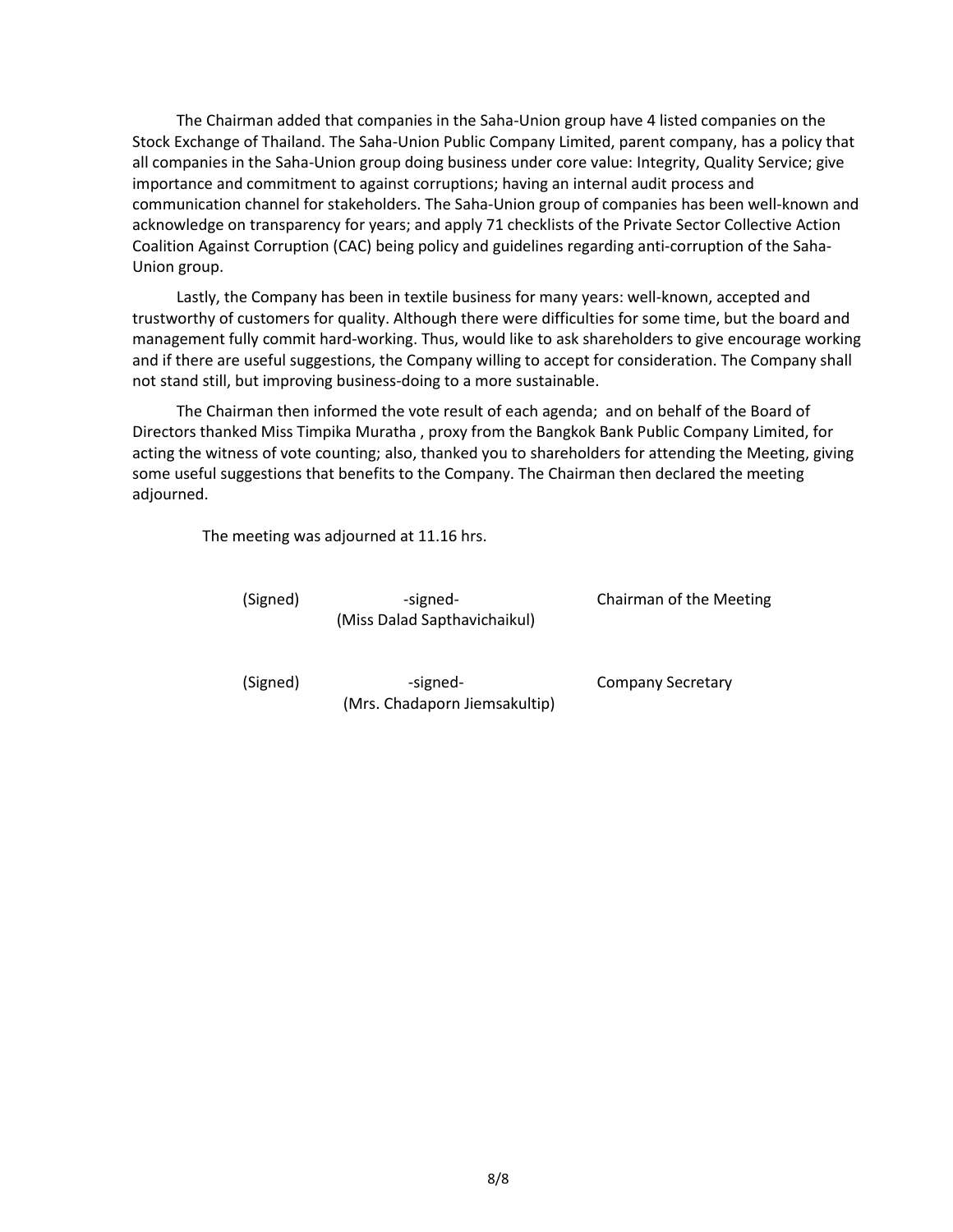The Chairman added that companies in the Saha-Union group have 4 listed companies on the Stock Exchange of Thailand. The Saha-Union Public Company Limited, parent company, has a policy that all companies in the Saha-Union group doing business under core value: Integrity, Quality Service; give importance and commitment to against corruptions; having an internal audit process and communication channel for stakeholders. The Saha-Union group of companies has been well-known and acknowledge on transparency for years; and apply 71 checklists of the Private Sector Collective Action Coalition Against Corruption (CAC) being policy and guidelines regarding anti-corruption of the Saha-Union group.

Lastly, the Company has been in textile business for many years: well-known, accepted and trustworthy of customers for quality. Although there were difficulties for some time, but the board and management fully commit hard-working. Thus, would like to ask shareholders to give encourage working and if there are useful suggestions, the Company willing to accept for consideration. The Company shall not stand still, but improving business-doing to a more sustainable.

The Chairman then informed the vote result of each agenda; and on behalf of the Board of Directors thanked Miss Timpika Muratha , proxy from the Bangkok Bank Public Company Limited, for acting the witness of vote counting; also, thanked you to shareholders for attending the Meeting, giving some useful suggestions that benefits to the Company. The Chairman then declared the meeting adjourned.

The meeting was adjourned at 11.16 hrs.

(Signed) -signed- Chairman of the Meeting
(Miss Dalad Sapthavichaikul)

(Signed) -signed- Company Secretary
(Mrs. Chadaporn Jiemsakultip)